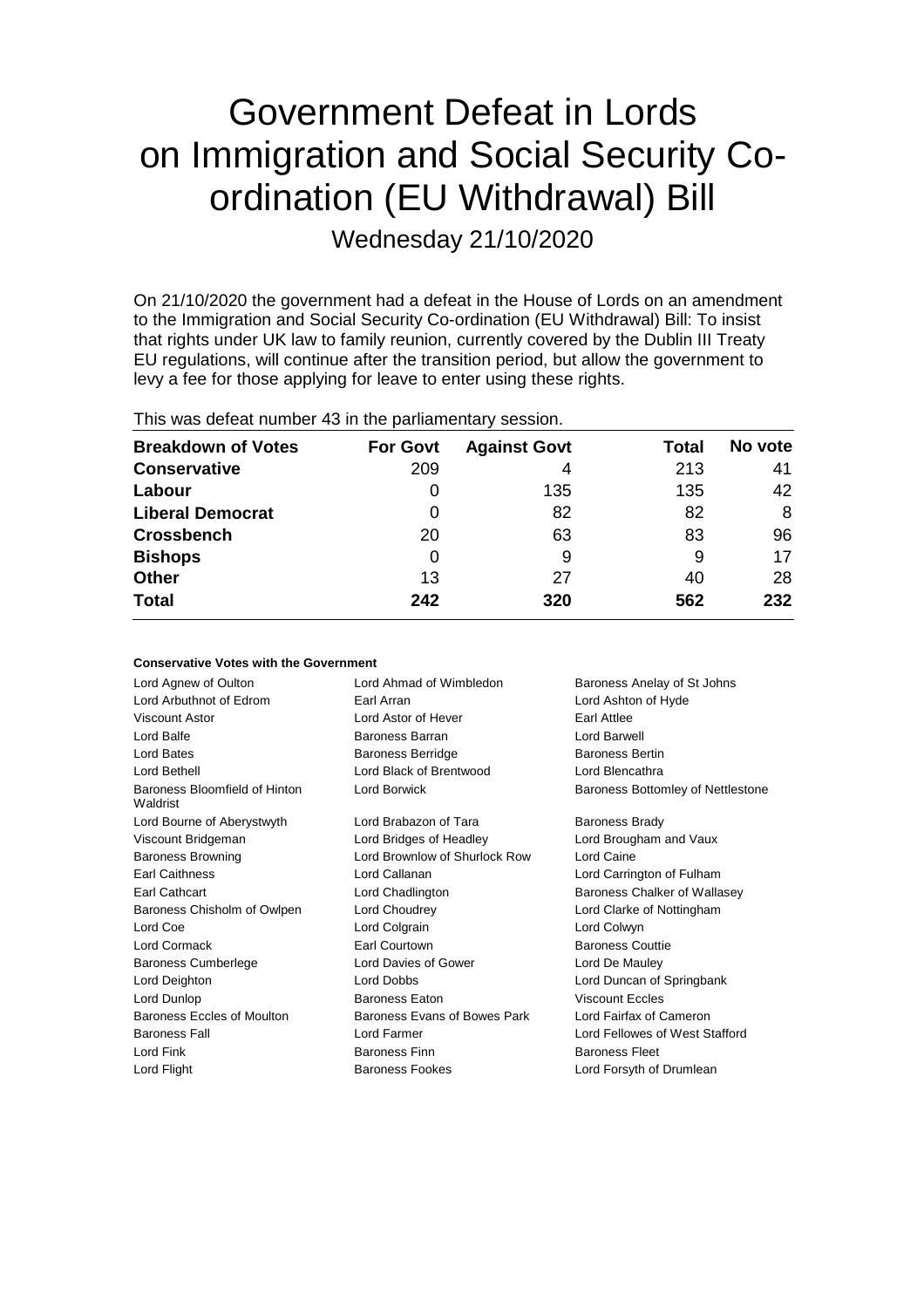# Government Defeat in Lords on Immigration and Social Security Co-ordination (EU Withdrawal) Bill

Wednesday 21/10/2020

On 21/10/2020 the government had a defeat in the House of Lords on an amendment to the Immigration and Social Security Co-ordination (EU Withdrawal) Bill: To insist that rights under UK law to family reunion, currently covered by the Dublin III Treaty EU regulations, will continue after the transition period, but allow the government to levy a fee for those applying for leave to enter using these rights.

This was defeat number 43 in the parliamentary session.

| Breakdown of Votes | For Govt | Against Govt | Total | No vote |
|---|---|---|---|---|
| **Conservative** | 209 | 4 | 213 | 41 |
| **Labour** | 0 | 135 | 135 | 42 |
| **Liberal Democrat** | 0 | 82 | 82 | 8 |
| **Crossbench** | 20 | 63 | 83 | 96 |
| **Bishops** | 0 | 9 | 9 | 17 |
| **Other** | 13 | 27 | 40 | 28 |
| **Total** | **242** | **320** | **562** | **232** |

#### Conservative Votes with the Government

| | | |
|---|---|---|
| Lord Agnew of Oulton | Lord Ahmad of Wimbledon | Baroness Anelay of St Johns |
| Lord Arbuthnot of Edrom | Earl Arran | Lord Ashton of Hyde |
| Viscount Astor | Lord Astor of Hever | Earl Attlee |
| Lord Balfe | Baroness Barran | Lord Barwell |
| Lord Bates | Baroness Berridge | Baroness Bertin |
| Lord Bethell | Lord Black of Brentwood | Lord Blencathra |
| Baroness Bloomfield of Hinton Waldrist | Lord Borwick | Baroness Bottomley of Nettlestone |
| Lord Bourne of Aberystwyth | Lord Brabazon of Tara | Baroness Brady |
| Viscount Bridgeman | Lord Bridges of Headley | Lord Brougham and Vaux |
| Baroness Browning | Lord Brownlow of Shurlock Row | Lord Caine |
| Earl Caithness | Lord Callanan | Lord Carrington of Fulham |
| Earl Cathcart | Lord Chadlington | Baroness Chalker of Wallasey |
| Baroness Chisholm of Owlpen | Lord Choudrey | Lord Clarke of Nottingham |
| Lord Coe | Lord Colgrain | Lord Colwyn |
| Lord Cormack | Earl Courtown | Baroness Couttie |
| Baroness Cumberlege | Lord Davies of Gower | Lord De Mauley |
| Lord Deighton | Lord Dobbs | Lord Duncan of Springbank |
| Lord Dunlop | Baroness Eaton | Viscount Eccles |
| Baroness Eccles of Moulton | Baroness Evans of Bowes Park | Lord Fairfax of Cameron |
| Baroness Fall | Lord Farmer | Lord Fellowes of West Stafford |
| Lord Fink | Baroness Finn | Baroness Fleet |
| Lord Flight | Baroness Fookes | Lord Forsyth of Drumlean |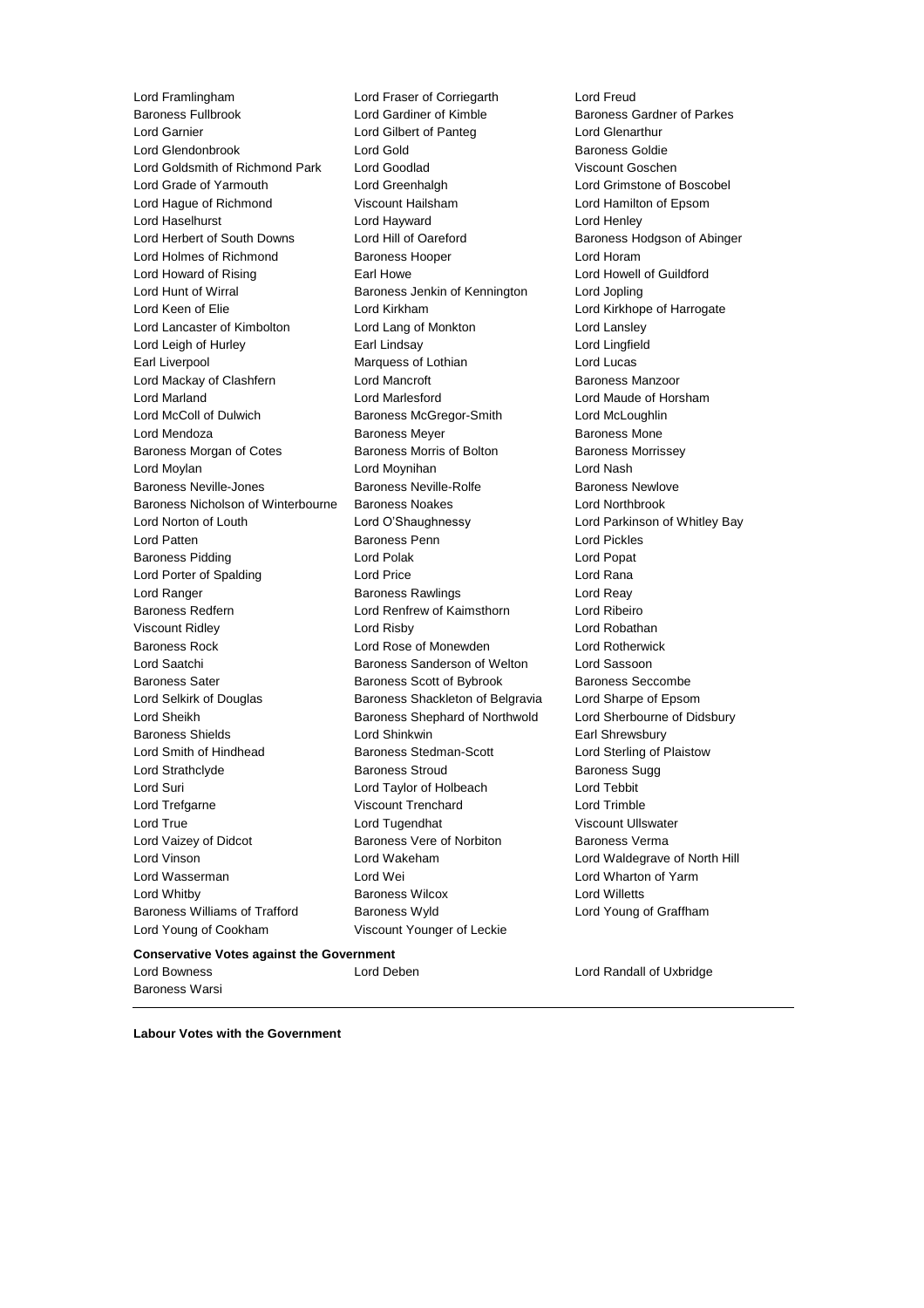Lord Framlingham
Lord Fraser of Corriegarth
Lord Freud
Baroness Fullbrook
Lord Gardiner of Kimble
Baroness Gardner of Parkes
Lord Garnier
Lord Gilbert of Panteg
Lord Glenarthur
Lord Glendonbrook
Lord Gold
Baroness Goldie
Lord Goldsmith of Richmond Park
Lord Goodlad
Viscount Goschen
Lord Grade of Yarmouth
Lord Greenhalgh
Lord Grimstone of Boscobel
Lord Hague of Richmond
Viscount Hailsham
Lord Hamilton of Epsom
Lord Haselhurst
Lord Hayward
Lord Henley
Lord Herbert of South Downs
Lord Hill of Oareford
Baroness Hodgson of Abinger
Lord Holmes of Richmond
Baroness Hooper
Lord Horam
Lord Howard of Rising
Earl Howe
Lord Howell of Guildford
Lord Hunt of Wirral
Baroness Jenkin of Kennington
Lord Jopling
Lord Keen of Elie
Lord Kirkham
Lord Kirkhope of Harrogate
Lord Lancaster of Kimbolton
Lord Lang of Monkton
Lord Lansley
Lord Leigh of Hurley
Earl Lindsay
Lord Lingfield
Earl Liverpool
Marquess of Lothian
Lord Lucas
Lord Mackay of Clashfern
Lord Mancroft
Baroness Manzoor
Lord Marland
Lord Marlesford
Lord Maude of Horsham
Lord McColl of Dulwich
Baroness McGregor-Smith
Lord McLoughlin
Lord Mendoza
Baroness Meyer
Baroness Mone
Baroness Morgan of Cotes
Baroness Morris of Bolton
Baroness Morrissey
Lord Moylan
Lord Moynihan
Lord Nash
Baroness Neville-Jones
Baroness Neville-Rolfe
Baroness Newlove
Baroness Nicholson of Winterbourne
Baroness Noakes
Lord Northbrook
Lord Norton of Louth
Lord O'Shaughnessy
Lord Parkinson of Whitley Bay
Lord Patten
Baroness Penn
Lord Pickles
Baroness Pidding
Lord Polak
Lord Popat
Lord Porter of Spalding
Lord Price
Lord Rana
Lord Ranger
Baroness Rawlings
Lord Reay
Baroness Redfern
Lord Renfrew of Kaimsthorn
Lord Ribeiro
Viscount Ridley
Lord Risby
Lord Robathan
Baroness Rock
Lord Rose of Monewden
Lord Rotherwick
Lord Saatchi
Baroness Sanderson of Welton
Lord Sassoon
Baroness Sater
Baroness Scott of Bybrook
Baroness Seccombe
Lord Selkirk of Douglas
Baroness Shackleton of Belgravia
Lord Sharpe of Epsom
Lord Sheikh
Baroness Shephard of Northwold
Lord Sherbourne of Didsbury
Baroness Shields
Lord Shinkwin
Earl Shrewsbury
Lord Smith of Hindhead
Baroness Stedman-Scott
Lord Sterling of Plaistow
Lord Strathclyde
Baroness Stroud
Baroness Sugg
Lord Suri
Lord Taylor of Holbeach
Lord Tebbit
Lord Trefgarne
Viscount Trenchard
Lord Trimble
Lord True
Lord Tugendhat
Viscount Ullswater
Lord Vaizey of Didcot
Baroness Vere of Norbiton
Baroness Verma
Lord Vinson
Lord Wakeham
Lord Waldegrave of North Hill
Lord Wasserman
Lord Wei
Lord Wharton of Yarm
Lord Whitby
Baroness Wilcox
Lord Willetts
Baroness Williams of Trafford
Baroness Wyld
Lord Young of Graffham
Lord Young of Cookham
Viscount Younger of Leckie

**Conservative Votes against the Government**

Lord Bowness
Lord Deben
Lord Randall of Uxbridge
Baroness Warsi

---

**Labour Votes with the Government**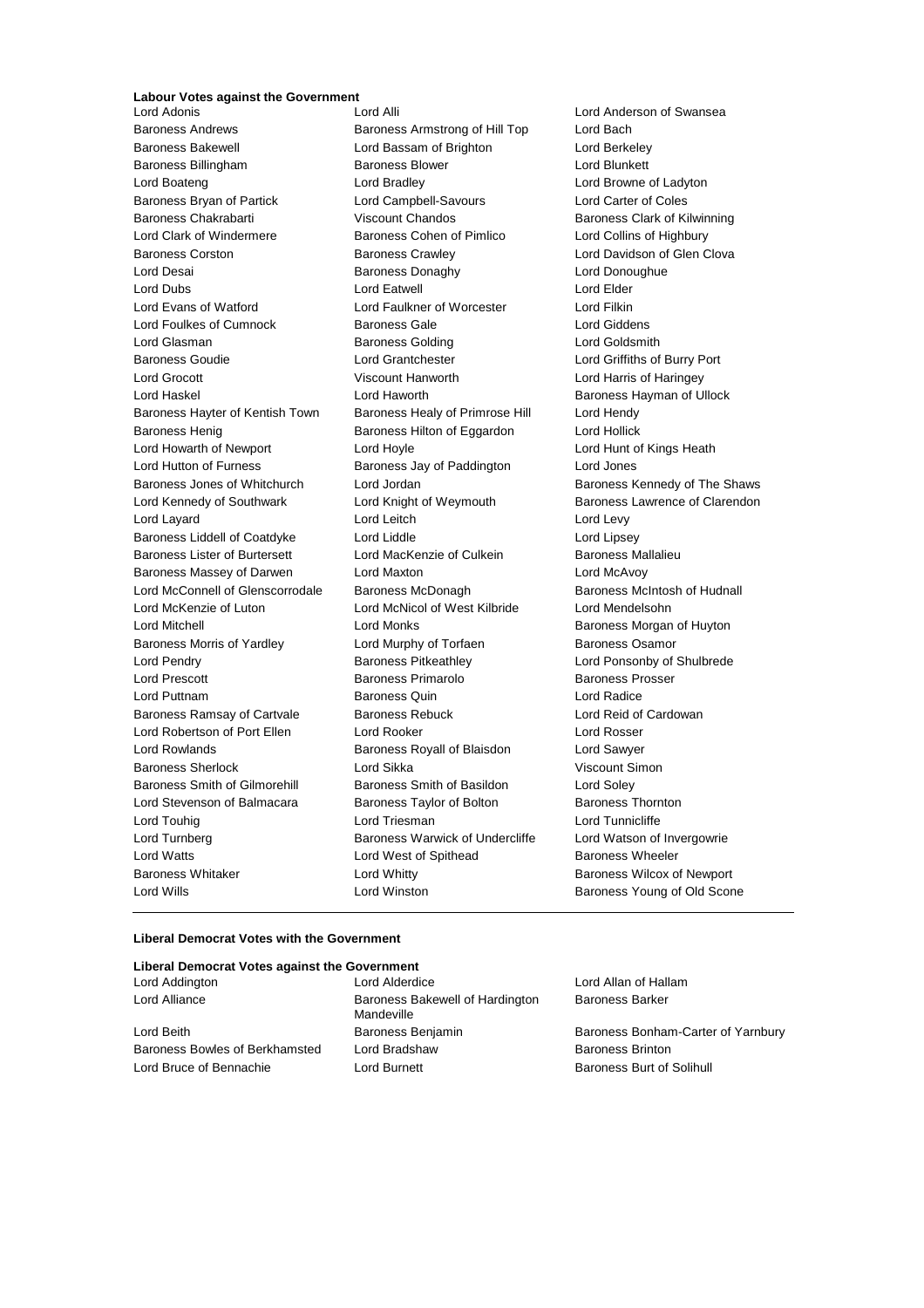**Labour Votes against the Government**

Lord Adonis
Lord Alli
Lord Anderson of Swansea
Baroness Andrews
Baroness Armstrong of Hill Top
Lord Bach
Baroness Bakewell
Lord Bassam of Brighton
Lord Berkeley
Baroness Billingham
Baroness Blower
Lord Blunkett
Lord Boateng
Lord Bradley
Lord Browne of Ladyton
Baroness Bryan of Partick
Lord Campbell-Savours
Lord Carter of Coles
Baroness Chakrabarti
Viscount Chandos
Baroness Clark of Kilwinning
Lord Clark of Windermere
Baroness Cohen of Pimlico
Lord Collins of Highbury
Baroness Corston
Baroness Crawley
Lord Davidson of Glen Clova
Lord Desai
Baroness Donaghy
Lord Donoughue
Lord Dubs
Lord Eatwell
Lord Elder
Lord Evans of Watford
Lord Faulkner of Worcester
Lord Filkin
Lord Foulkes of Cumnock
Baroness Gale
Lord Giddens
Lord Glasman
Baroness Golding
Lord Goldsmith
Baroness Goudie
Lord Grantchester
Lord Griffiths of Burry Port
Lord Grocott
Viscount Hanworth
Lord Harris of Haringey
Lord Haskel
Lord Haworth
Baroness Hayman of Ullock
Baroness Hayter of Kentish Town
Baroness Healy of Primrose Hill
Lord Hendy
Baroness Henig
Baroness Hilton of Eggardon
Lord Hollick
Lord Howarth of Newport
Lord Hoyle
Lord Hunt of Kings Heath
Lord Hutton of Furness
Baroness Jay of Paddington
Lord Jones
Baroness Jones of Whitchurch
Lord Jordan
Baroness Kennedy of The Shaws
Lord Kennedy of Southwark
Lord Knight of Weymouth
Baroness Lawrence of Clarendon
Lord Layard
Lord Leitch
Lord Levy
Baroness Liddell of Coatdyke
Lord Liddle
Lord Lipsey
Baroness Lister of Burtersett
Lord MacKenzie of Culkein
Baroness Mallalieu
Baroness Massey of Darwen
Lord Maxton
Lord McAvoy
Lord McConnell of Glenscorrodale
Baroness McDonagh
Baroness McIntosh of Hudnall
Lord McKenzie of Luton
Lord McNicol of West Kilbride
Lord Mendelsohn
Lord Mitchell
Lord Monks
Baroness Morgan of Huyton
Baroness Morris of Yardley
Lord Murphy of Torfaen
Baroness Osamor
Lord Pendry
Baroness Pitkeathley
Lord Ponsonby of Shulbrede
Lord Prescott
Baroness Primarolo
Baroness Prosser
Lord Puttnam
Baroness Quin
Lord Radice
Baroness Ramsay of Cartvale
Baroness Rebuck
Lord Reid of Cardowan
Lord Robertson of Port Ellen
Lord Rooker
Lord Rosser
Lord Rowlands
Baroness Royall of Blaisdon
Lord Sawyer
Baroness Sherlock
Lord Sikka
Viscount Simon
Baroness Smith of Gilmorehill
Baroness Smith of Basildon
Lord Soley
Lord Stevenson of Balmacara
Baroness Taylor of Bolton
Baroness Thornton
Lord Touhig
Lord Triesman
Lord Tunnicliffe
Lord Turnberg
Baroness Warwick of Undercliffe
Lord Watson of Invergowrie
Lord Watts
Lord West of Spithead
Baroness Wheeler
Baroness Whitaker
Lord Whitty
Baroness Wilcox of Newport
Lord Wills
Lord Winston
Baroness Young of Old Scone

---

**Liberal Democrat Votes with the Government**

**Liberal Democrat Votes against the Government**

Lord Addington
Lord Alderdice
Lord Allan of Hallam
Lord Alliance
Baroness Bakewell of Hardington Mandeville
Baroness Barker
Lord Beith
Baroness Benjamin
Baroness Bonham-Carter of Yarnbury
Baroness Bowles of Berkhamsted
Lord Bradshaw
Baroness Brinton
Lord Bruce of Bennachie
Lord Burnett
Baroness Burt of Solihull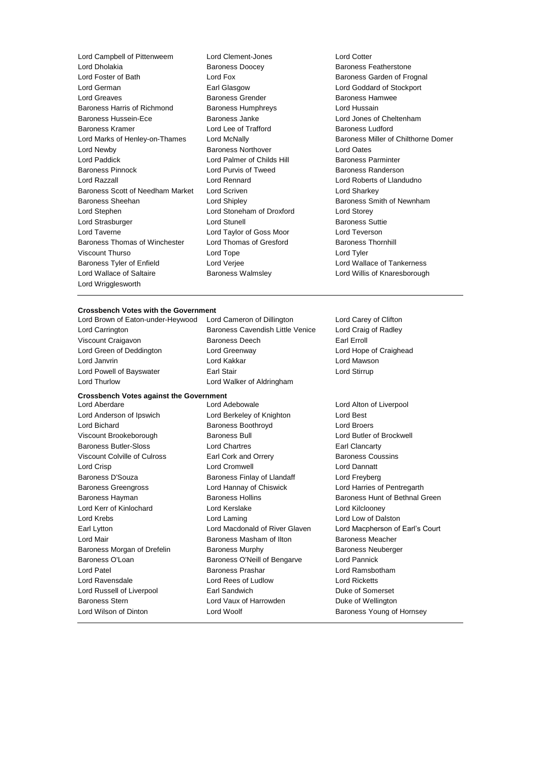Lord Campbell of Pittenweem
Lord Clement-Jones
Lord Cotter
Lord Dholakia
Baroness Doocey
Baroness Featherstone
Lord Foster of Bath
Lord Fox
Baroness Garden of Frognal
Lord German
Earl Glasgow
Lord Goddard of Stockport
Lord Greaves
Baroness Grender
Baroness Hamwee
Baroness Harris of Richmond
Baroness Humphreys
Lord Hussain
Baroness Hussein-Ece
Baroness Janke
Lord Jones of Cheltenham
Baroness Kramer
Lord Lee of Trafford
Baroness Ludford
Lord Marks of Henley-on-Thames
Lord McNally
Baroness Miller of Chilthorne Domer
Lord Newby
Baroness Northover
Lord Oates
Lord Paddick
Lord Palmer of Childs Hill
Baroness Parminter
Baroness Pinnock
Lord Purvis of Tweed
Baroness Randerson
Lord Razzall
Lord Rennard
Lord Roberts of Llandudno
Baroness Scott of Needham Market
Lord Scriven
Lord Sharkey
Baroness Sheehan
Lord Shipley
Baroness Smith of Newnham
Lord Stephen
Lord Stoneham of Droxford
Lord Storey
Lord Strasburger
Lord Stunell
Baroness Suttie
Lord Taverne
Lord Taylor of Goss Moor
Lord Teverson
Baroness Thomas of Winchester
Lord Thomas of Gresford
Baroness Thornhill
Viscount Thurso
Lord Tope
Lord Tyler
Baroness Tyler of Enfield
Lord Verjee
Lord Wallace of Tankerness
Lord Wallace of Saltaire
Baroness Walmsley
Lord Willis of Knaresborough
Lord Wrigglesworth

---

**Crossbench Votes with the Government**

Lord Brown of Eaton-under-Heywood
Lord Cameron of Dillington
Lord Carey of Clifton
Lord Carrington
Baroness Cavendish Little Venice
Lord Craig of Radley
Viscount Craigavon
Baroness Deech
Earl Erroll
Lord Green of Deddington
Lord Greenway
Lord Hope of Craighead
Lord Janvrin
Lord Kakkar
Lord Mawson
Lord Powell of Bayswater
Earl Stair
Lord Stirrup
Lord Thurlow
Lord Walker of Aldringham

**Crossbench Votes against the Government**

Lord Aberdare
Lord Adebowale
Lord Alton of Liverpool
Lord Anderson of Ipswich
Lord Berkeley of Knighton
Lord Best
Lord Bichard
Baroness Boothroyd
Lord Broers
Viscount Brookeborough
Baroness Bull
Lord Butler of Brockwell
Baroness Butler-Sloss
Lord Chartres
Earl Clancarty
Viscount Colville of Culross
Earl Cork and Orrery
Baroness Coussins
Lord Crisp
Lord Cromwell
Lord Dannatt
Baroness D'Souza
Baroness Finlay of Llandaff
Lord Freyberg
Baroness Greengross
Lord Hannay of Chiswick
Lord Harries of Pentregarth
Baroness Hayman
Baroness Hollins
Baroness Hunt of Bethnal Green
Lord Kerr of Kinlochard
Lord Kerslake
Lord Kilclooney
Lord Krebs
Lord Laming
Lord Low of Dalston
Earl Lytton
Lord Macdonald of River Glaven
Lord Macpherson of Earl's Court
Lord Mair
Baroness Masham of Ilton
Baroness Meacher
Baroness Morgan of Drefelin
Baroness Murphy
Baroness Neuberger
Baroness O'Loan
Baroness O'Neill of Bengarve
Lord Pannick
Lord Patel
Baroness Prashar
Lord Ramsbotham
Lord Ravensdale
Lord Rees of Ludlow
Lord Ricketts
Lord Russell of Liverpool
Earl Sandwich
Duke of Somerset
Baroness Stern
Lord Vaux of Harrowden
Duke of Wellington
Lord Wilson of Dinton
Lord Woolf
Baroness Young of Hornsey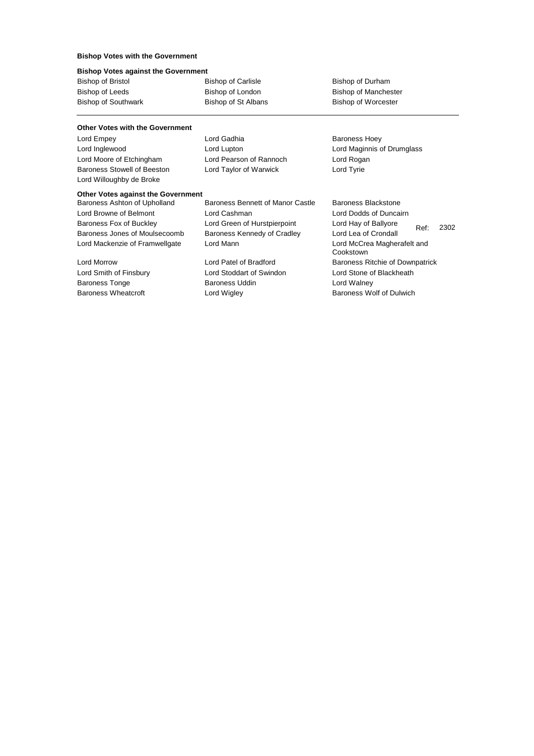**Bishop Votes with the Government**

**Bishop Votes against the Government**

| | | |
|---|---|---|
| Bishop of Bristol | Bishop of Carlisle | Bishop of Durham |
| Bishop of Leeds | Bishop of London | Bishop of Manchester |
| Bishop of Southwark | Bishop of St Albans | Bishop of Worcester |

**Other Votes with the Government**

| | | |
|---|---|---|
| Lord Empey | Lord Gadhia | Baroness Hoey |
| Lord Inglewood | Lord Lupton | Lord Maginnis of Drumglass |
| Lord Moore of Etchingham | Lord Pearson of Rannoch | Lord Rogan |
| Baroness Stowell of Beeston | Lord Taylor of Warwick | Lord Tyrie |
| Lord Willoughby de Broke | | |

**Other Votes against the Government**

| | | |
|---|---|---|
| Baroness Ashton of Upholland | Baroness Bennett of Manor Castle | Baroness Blackstone |
| Lord Browne of Belmont | Lord Cashman | Lord Dodds of Duncairn |
| Baroness Fox of Buckley | Lord Green of Hurstpierpoint | Lord Hay of Ballyore |
| Baroness Jones of Moulsecoomb | Baroness Kennedy of Cradley | Lord Lea of Crondall |
| Lord Mackenzie of Framwellgate | Lord Mann | Lord McCrea Magherafelt and Cookstown |
| Lord Morrow | Lord Patel of Bradford | Baroness Ritchie of Downpatrick |
| Lord Smith of Finsbury | Lord Stoddart of Swindon | Lord Stone of Blackheath |
| Baroness Tonge | Baroness Uddin | Lord Walney |
| Baroness Wheatcroft | Lord Wigley | Baroness Wolf of Dulwich |

Ref: 2302